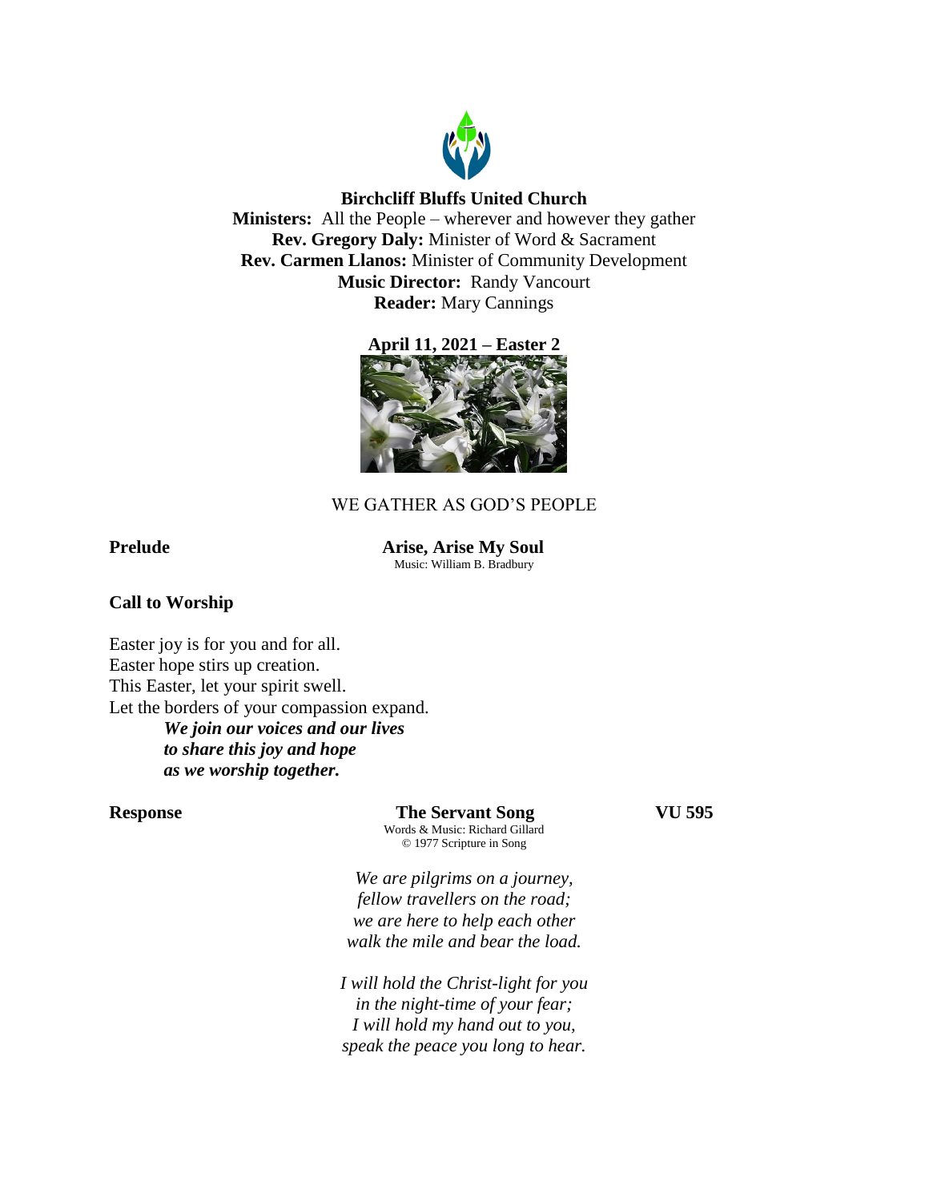**Birchcliff Bluffs United Church**
**Ministers:** All the People – wherever and however they gather
**Rev. Gregory Daly:** Minister of Word & Sacrament
**Rev. Carmen Llanos:** Minister of Community Development
**Music Director:** Randy Vancourt
**Reader:** Mary Cannings

**April 11, 2021 – Easter 2**

WE GATHER AS GOD'S PEOPLE

**Prelude** **Arise, Arise My Soul**
Music: William B. Bradbury

**Call to Worship**

Easter joy is for you and for all.
Easter hope stirs up creation.
This Easter, let your spirit swell.
Let the borders of your compassion expand.

***We join our voices and our lives***
***to share this joy and hope***
***as we worship together.***

**Response** **The Servant Song** **VU 595**
Words & Music: Richard Gillard
© 1977 Scripture in Song

*We are pilgrims on a journey,*
*fellow travellers on the road;*
*we are here to help each other*
*walk the mile and bear the load.*

*I will hold the Christ-light for you*
*in the night-time of your fear;*
*I will hold my hand out to you,*
*speak the peace you long to hear.*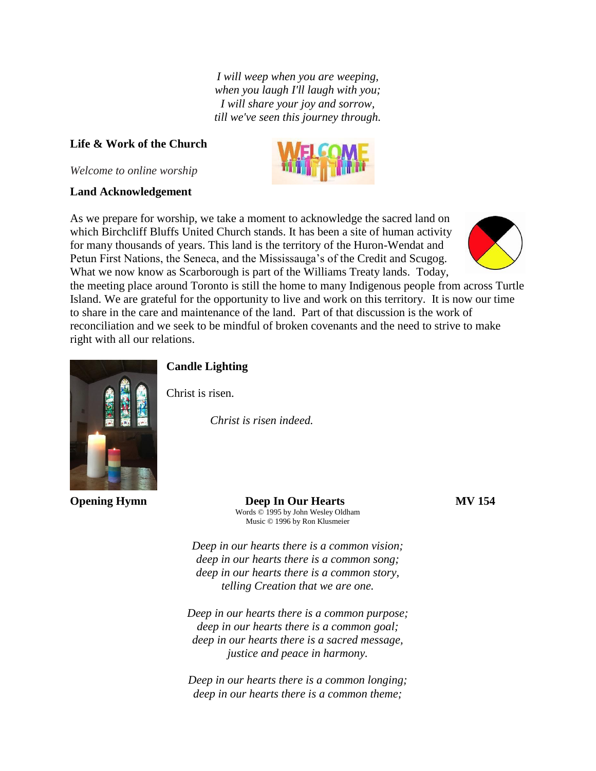*I will weep when you are weeping,*
*when you laugh I'll laugh with you;*
*I will share your joy and sorrow,*
*till we've seen this journey through.*

**Life & Work of the Church**

*Welcome to online worship*

**Land Acknowledgement**

As we prepare for worship, we take a moment to acknowledge the sacred land on which Birchcliff Bluffs United Church stands. It has been a site of human activity for many thousands of years. This land is the territory of the Huron-Wendat and Petun First Nations, the Seneca, and the Mississauga's of the Credit and Scugog. What we now know as Scarborough is part of the Williams Treaty lands. Today, the meeting place around Toronto is still the home to many Indigenous people from across Turtle Island. We are grateful for the opportunity to live and work on this territory. It is now our time to share in the care and maintenance of the land. Part of that discussion is the work of reconciliation and we seek to be mindful of broken covenants and the need to strive to make right with all our relations.

**Candle Lighting**

Christ is risen.

*Christ is risen indeed.*

**Opening Hymn** **Deep In Our Hearts** **MV 154**

Words © 1995 by John Wesley Oldham
Music © 1996 by Ron Klusmeier

*Deep in our hearts there is a common vision;*
*deep in our hearts there is a common song;*
*deep in our hearts there is a common story,*
*telling Creation that we are one.*

*Deep in our hearts there is a common purpose;*
*deep in our hearts there is a common goal;*
*deep in our hearts there is a sacred message,*
*justice and peace in harmony.*

*Deep in our hearts there is a common longing;*
*deep in our hearts there is a common theme;*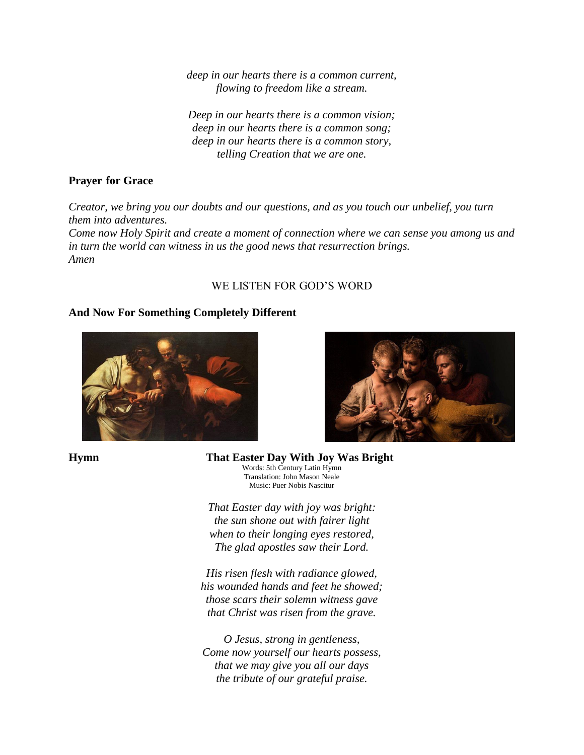*deep in our hearts there is a common current,*
*flowing to freedom like a stream.*

*Deep in our hearts there is a common vision;*
*deep in our hearts there is a common song;*
*deep in our hearts there is a common story,*
*telling Creation that we are one.*

**Prayer for Grace**

*Creator, we bring you our doubts and our questions, and as you touch our unbelief, you turn them into adventures.*
*Come now Holy Spirit and create a moment of connection where we can sense you among us and in turn the world can witness in us the good news that resurrection brings.*
*Amen*

WE LISTEN FOR GOD'S WORD

**And Now For Something Completely Different**

**Hymn** **That Easter Day With Joy Was Bright**

Words: 5th Century Latin Hymn
Translation: John Mason Neale
Music: Puer Nobis Nascitur

*That Easter day with joy was bright:*
*the sun shone out with fairer light*
*when to their longing eyes restored,*
*The glad apostles saw their Lord.*

*His risen flesh with radiance glowed,*
*his wounded hands and feet he showed;*
*those scars their solemn witness gave*
*that Christ was risen from the grave.*

*O Jesus, strong in gentleness,*
*Come now yourself our hearts possess,*
*that we may give you all our days*
*the tribute of our grateful praise.*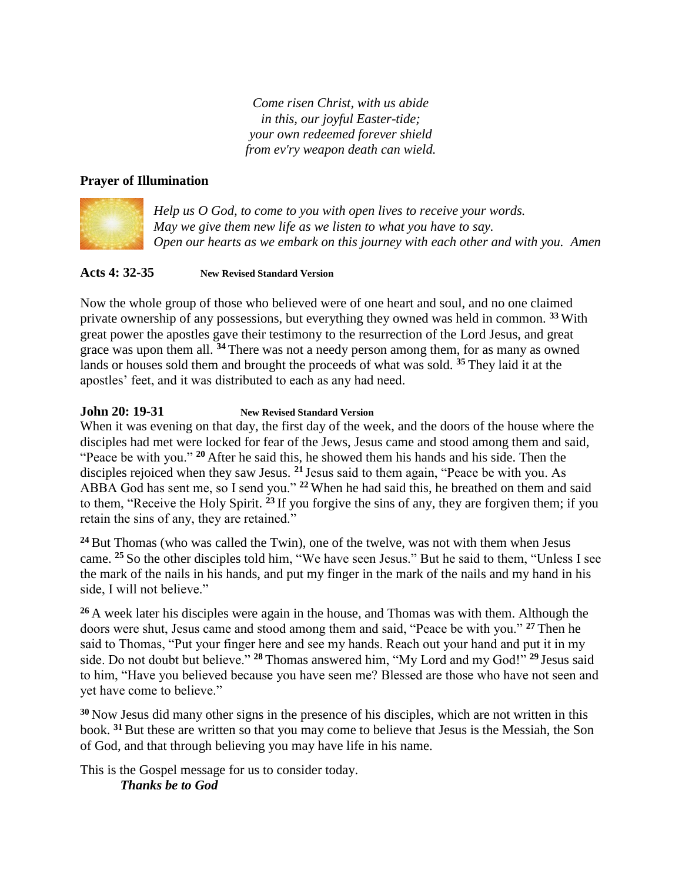*Come risen Christ, with us abide*
*in this, our joyful Easter-tide;*
*your own redeemed forever shield*
*from ev'ry weapon death can wield.*

**Prayer of Illumination**

*Help us O God, to come to you with open lives to receive your words.*
*May we give them new life as we listen to what you have to say.*
*Open our hearts as we embark on this journey with each other and with you. Amen*

**Acts 4: 32-35** **New Revised Standard Version**

Now the whole group of those who believed were of one heart and soul, and no one claimed private ownership of any possessions, but everything they owned was held in common. **33** With great power the apostles gave their testimony to the resurrection of the Lord Jesus, and great grace was upon them all. **34** There was not a needy person among them, for as many as owned lands or houses sold them and brought the proceeds of what was sold. **35** They laid it at the apostles' feet, and it was distributed to each as any had need.

**John 20: 19-31** **New Revised Standard Version**

When it was evening on that day, the first day of the week, and the doors of the house where the disciples had met were locked for fear of the Jews, Jesus came and stood among them and said, "Peace be with you." **20** After he said this, he showed them his hands and his side. Then the disciples rejoiced when they saw Jesus. **21** Jesus said to them again, "Peace be with you. As ABBA God has sent me, so I send you." **22** When he had said this, he breathed on them and said to them, "Receive the Holy Spirit. **23** If you forgive the sins of any, they are forgiven them; if you retain the sins of any, they are retained."

**24** But Thomas (who was called the Twin), one of the twelve, was not with them when Jesus came. **25** So the other disciples told him, "We have seen Jesus." But he said to them, "Unless I see the mark of the nails in his hands, and put my finger in the mark of the nails and my hand in his side, I will not believe."

**26** A week later his disciples were again in the house, and Thomas was with them. Although the doors were shut, Jesus came and stood among them and said, "Peace be with you." **27** Then he said to Thomas, "Put your finger here and see my hands. Reach out your hand and put it in my side. Do not doubt but believe." **28** Thomas answered him, "My Lord and my God!" **29** Jesus said to him, "Have you believed because you have seen me? Blessed are those who have not seen and yet have come to believe."

**30** Now Jesus did many other signs in the presence of his disciples, which are not written in this book. **31** But these are written so that you may come to believe that Jesus is the Messiah, the Son of God, and that through believing you may have life in his name.

This is the Gospel message for us to consider today.

***Thanks be to God***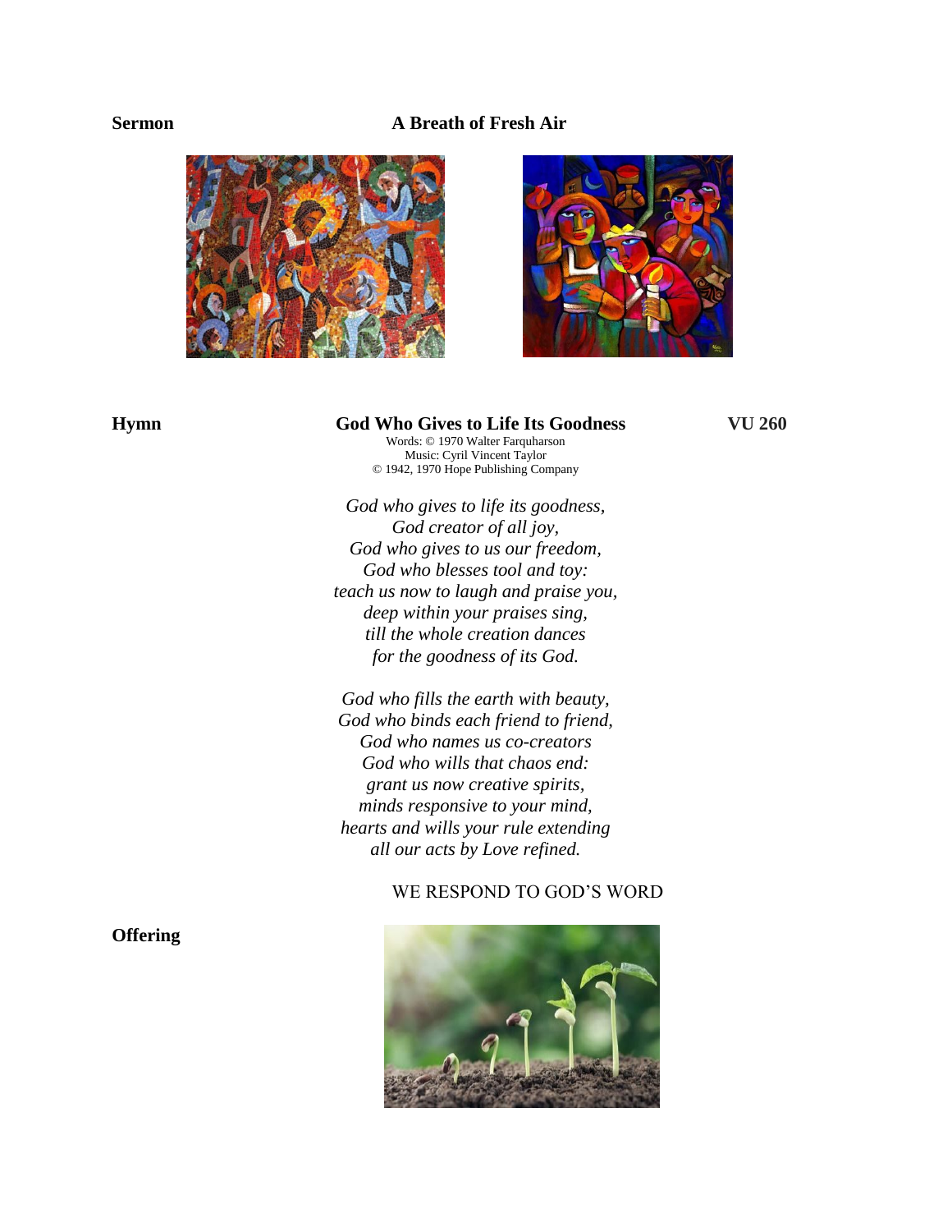**Sermon** **A Breath of Fresh Air**

**Hymn** **God Who Gives to Life Its Goodness** **VU 260**

Words: © 1970 Walter Farquharson
Music: Cyril Vincent Taylor
© 1942, 1970 Hope Publishing Company

*God who gives to life its goodness,*
*God creator of all joy,*
*God who gives to us our freedom,*
*God who blesses tool and toy:*
*teach us now to laugh and praise you,*
*deep within your praises sing,*
*till the whole creation dances*
*for the goodness of its God.*

*God who fills the earth with beauty,*
*God who binds each friend to friend,*
*God who names us co-creators*
*God who wills that chaos end:*
*grant us now creative spirits,*
*minds responsive to your mind,*
*hearts and wills your rule extending*
*all our acts by Love refined.*

WE RESPOND TO GOD'S WORD

**Offering**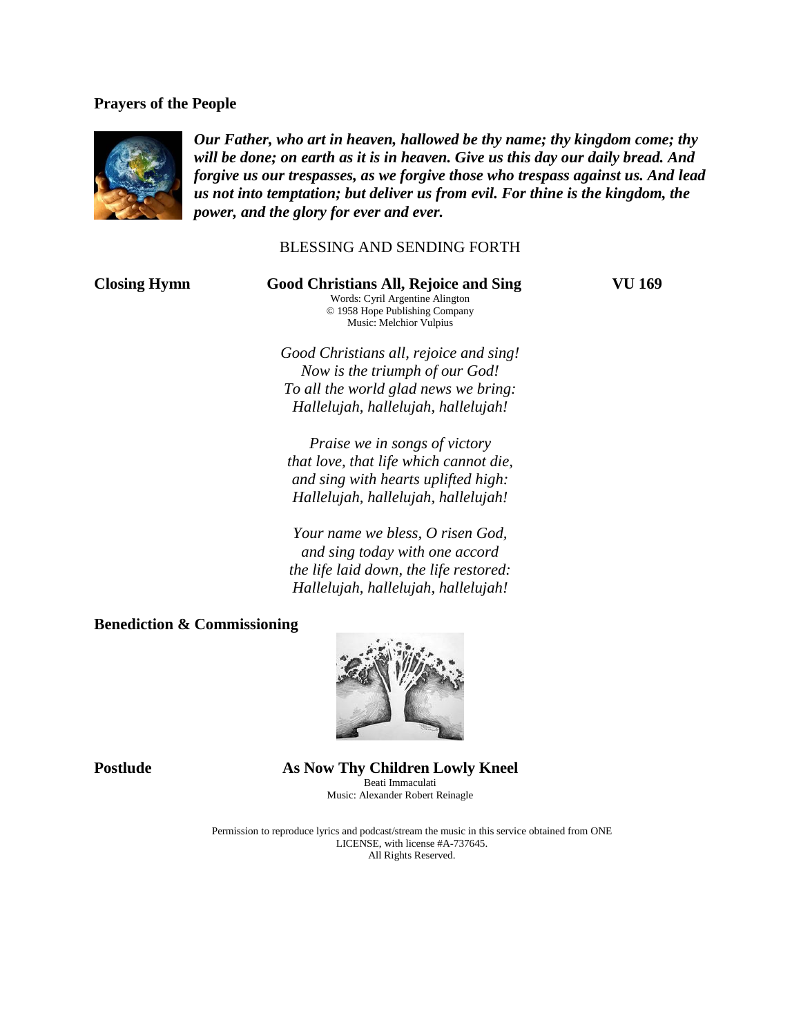**Prayers of the People**

***Our Father, who art in heaven, hallowed be thy name; thy kingdom come; thy will be done; on earth as it is in heaven. Give us this day our daily bread. And forgive us our trespasses, as we forgive those who trespass against us. And lead us not into temptation; but deliver us from evil. For thine is the kingdom, the power, and the glory for ever and ever.***

BLESSING AND SENDING FORTH

**Closing Hymn** **Good Christians All, Rejoice and Sing** **VU 169**

Words: Cyril Argentine Alington
© 1958 Hope Publishing Company
Music: Melchior Vulpius

*Good Christians all, rejoice and sing!*
*Now is the triumph of our God!*
*To all the world glad news we bring:*
*Hallelujah, hallelujah, hallelujah!*

*Praise we in songs of victory*
*that love, that life which cannot die,*
*and sing with hearts uplifted high:*
*Hallelujah, hallelujah, hallelujah!*

*Your name we bless, O risen God,*
*and sing today with one accord*
*the life laid down, the life restored:*
*Hallelujah, hallelujah, hallelujah!*

**Benediction & Commissioning**

**Postlude** **As Now Thy Children Lowly Kneel**

Beati Immaculati
Music: Alexander Robert Reinagle

Permission to reproduce lyrics and podcast/stream the music in this service obtained from ONE LICENSE, with license #A-737645.
All Rights Reserved.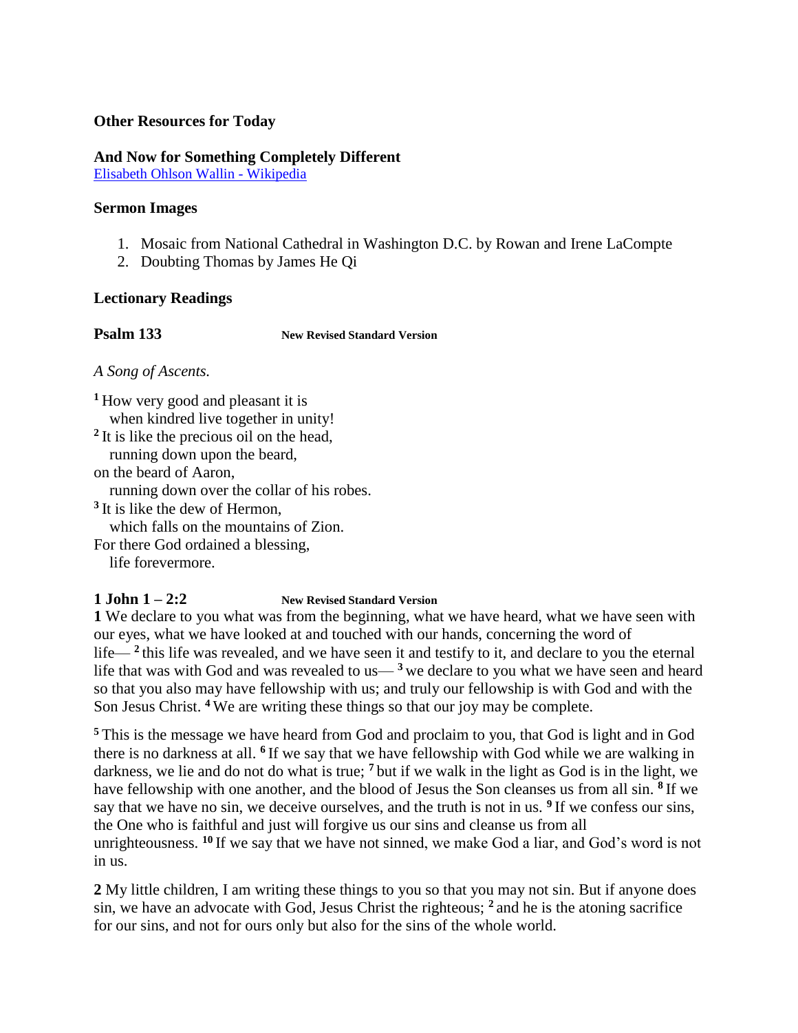### Other Resources for Today

### And Now for Something Completely Different

[Elisabeth Ohlson Wallin - Wikipedia](Elisabeth Ohlson Wallin - Wikipedia)

### Sermon Images

1. Mosaic from National Cathedral in Washington D.C. by Rowan and Irene LaCompte
2. Doubting Thomas by James He Qi

### Lectionary Readings

**Psalm 133** **New Revised Standard Version**

*A Song of Ascents.*

[1] How very good and pleasant it is
when kindred live together in unity!
[2] It is like the precious oil on the head,
running down upon the beard,
on the beard of Aaron,
running down over the collar of his robes.
[3] It is like the dew of Hermon,
which falls on the mountains of Zion.
For there God ordained a blessing,
life forevermore.

**1 John 1 – 2:2** **New Revised Standard Version**

**1** We declare to you what was from the beginning, what we have heard, what we have seen with our eyes, what we have looked at and touched with our hands, concerning the word of life— [2] this life was revealed, and we have seen it and testify to it, and declare to you the eternal life that was with God and was revealed to us— [3] we declare to you what we have seen and heard so that you also may have fellowship with us; and truly our fellowship is with God and with the Son Jesus Christ. [4] We are writing these things so that our joy may be complete.

[5] This is the message we have heard from God and proclaim to you, that God is light and in God there is no darkness at all. [6] If we say that we have fellowship with God while we are walking in darkness, we lie and do not do what is true; [7] but if we walk in the light as God is in the light, we have fellowship with one another, and the blood of Jesus the Son cleanses us from all sin. [8] If we say that we have no sin, we deceive ourselves, and the truth is not in us. [9] If we confess our sins, the One who is faithful and just will forgive us our sins and cleanse us from all unrighteousness. [10] If we say that we have not sinned, we make God a liar, and God's word is not in us.

**2** My little children, I am writing these things to you so that you may not sin. But if anyone does sin, we have an advocate with God, Jesus Christ the righteous; [2] and he is the atoning sacrifice for our sins, and not for ours only but also for the sins of the whole world.